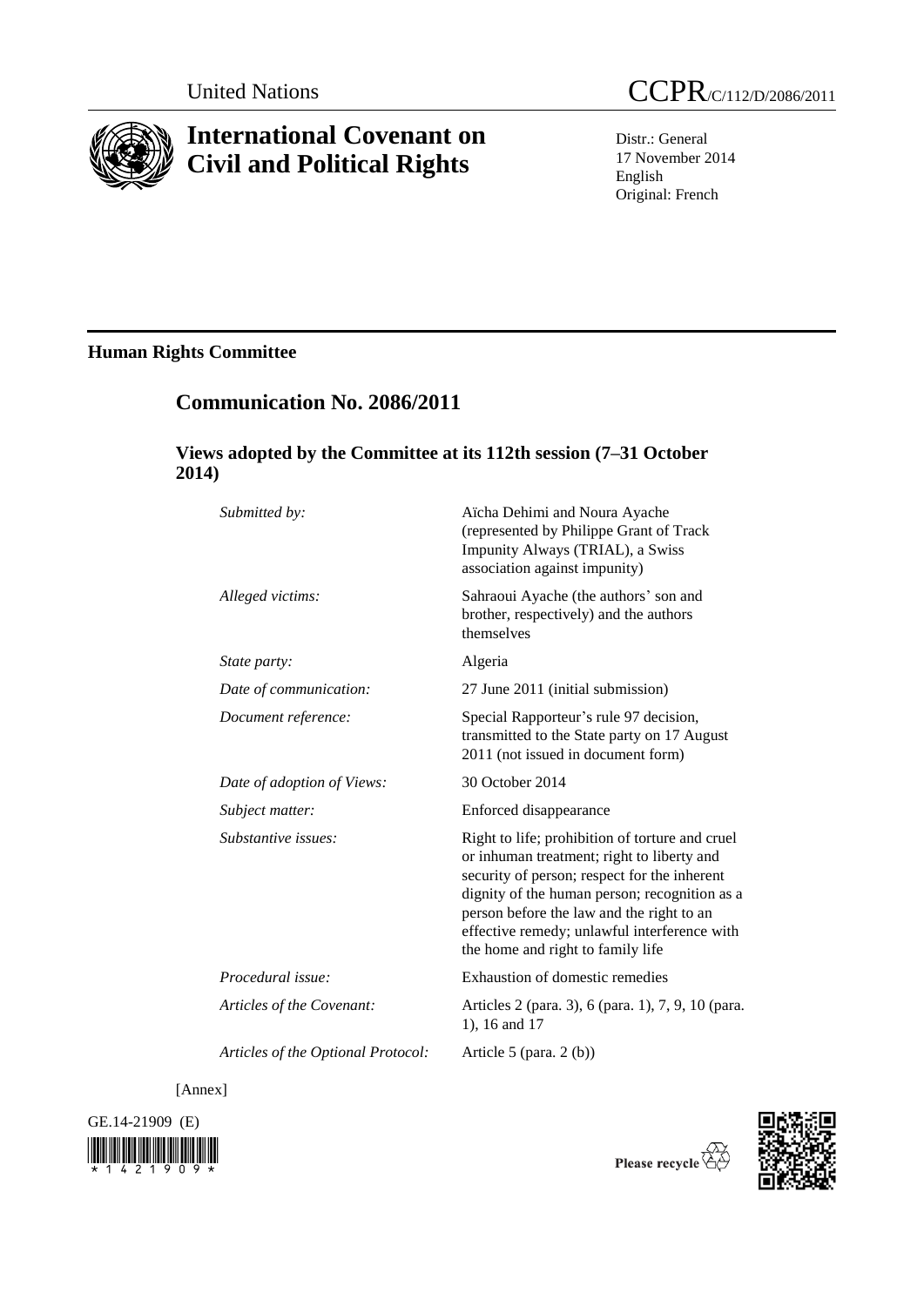United Nations CCPR/C/112/D/2086/2011

# International Covenant on Civil and Political Rights

Distr.: General
17 November 2014
English
Original: French

## Human Rights Committee

## Communication No. 2086/2011

### Views adopted by the Committee at its 112th session (7–31 October 2014)

| | |
|---|---|
| *Submitted by:* | Aïcha Dehimi and Noura Ayache (represented by Philippe Grant of Track Impunity Always (TRIAL), a Swiss association against impunity) |
| *Alleged victims:* | Sahraoui Ayache (the authors' son and brother, respectively) and the authors themselves |
| *State party:* | Algeria |
| *Date of communication:* | 27 June 2011 (initial submission) |
| *Document reference:* | Special Rapporteur's rule 97 decision, transmitted to the State party on 17 August 2011 (not issued in document form) |
| *Date of adoption of Views:* | 30 October 2014 |
| *Subject matter:* | Enforced disappearance |
| *Substantive issues:* | Right to life; prohibition of torture and cruel or inhuman treatment; right to liberty and security of person; respect for the inherent dignity of the human person; recognition as a person before the law and the right to an effective remedy; unlawful interference with the home and right to family life |
| *Procedural issue:* | Exhaustion of domestic remedies |
| *Articles of the Covenant:* | Articles 2 (para. 3), 6 (para. 1), 7, 9, 10 (para. 1), 16 and 17 |
| *Articles of the Optional Protocol:* | Article 5 (para. 2 (b)) |

[Annex]

GE.14-21909 (E)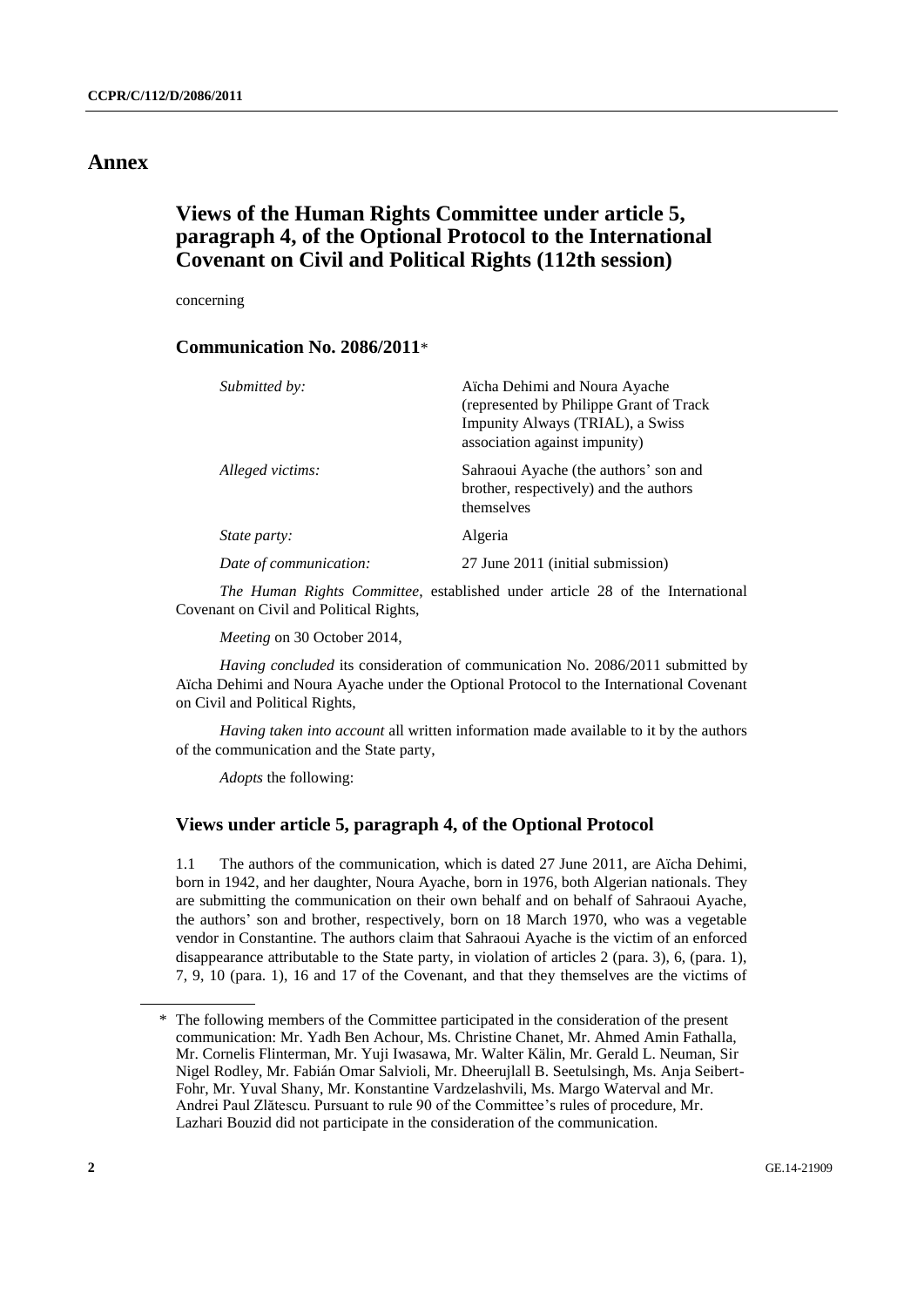# Annex

## Views of the Human Rights Committee under article 5, paragraph 4, of the Optional Protocol to the International Covenant on Civil and Political Rights (112th session)

concerning

### Communication No. 2086/2011*

| | |
|---|---|
| *Submitted by:* | Aïcha Dehimi and Noura Ayache (represented by Philippe Grant of Track Impunity Always (TRIAL), a Swiss association against impunity) |
| *Alleged victims:* | Sahraoui Ayache (the authors' son and brother, respectively) and the authors themselves |
| *State party:* | Algeria |
| *Date of communication:* | 27 June 2011 (initial submission) |

*The Human Rights Committee*, established under article 28 of the International Covenant on Civil and Political Rights,

*Meeting* on 30 October 2014,

*Having concluded* its consideration of communication No. 2086/2011 submitted by Aïcha Dehimi and Noura Ayache under the Optional Protocol to the International Covenant on Civil and Political Rights,

*Having taken into account* all written information made available to it by the authors of the communication and the State party,

*Adopts* the following:

### Views under article 5, paragraph 4, of the Optional Protocol

1.1 The authors of the communication, which is dated 27 June 2011, are Aïcha Dehimi, born in 1942, and her daughter, Noura Ayache, born in 1976, both Algerian nationals. They are submitting the communication on their own behalf and on behalf of Sahraoui Ayache, the authors' son and brother, respectively, born on 18 March 1970, who was a vegetable vendor in Constantine. The authors claim that Sahraoui Ayache is the victim of an enforced disappearance attributable to the State party, in violation of articles 2 (para. 3), 6, (para. 1), 7, 9, 10 (para. 1), 16 and 17 of the Covenant, and that they themselves are the victims of

\* The following members of the Committee participated in the consideration of the present communication: Mr. Yadh Ben Achour, Ms. Christine Chanet, Mr. Ahmed Amin Fathalla, Mr. Cornelis Flinterman, Mr. Yuji Iwasawa, Mr. Walter Kälin, Mr. Gerald L. Neuman, Sir Nigel Rodley, Mr. Fabián Omar Salvioli, Mr. Dheerujlall B. Seetulsingh, Ms. Anja Seibert-Fohr, Mr. Yuval Shany, Mr. Konstantine Vardzelashvili, Ms. Margo Waterval and Mr. Andrei Paul Zlătescu. Pursuant to rule 90 of the Committee's rules of procedure, Mr. Lazhari Bouzid did not participate in the consideration of the communication.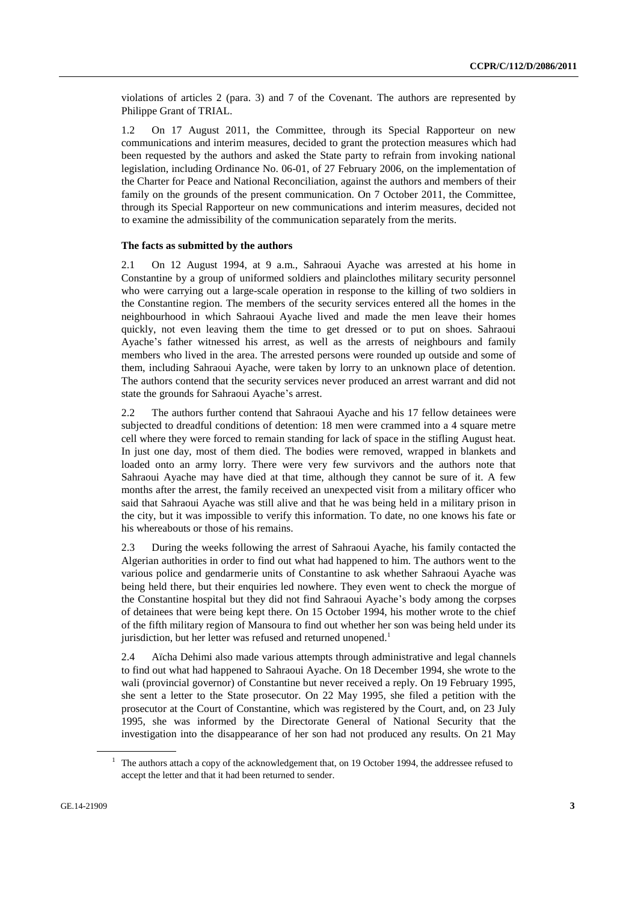violations of articles 2 (para. 3) and 7 of the Covenant. The authors are represented by Philippe Grant of TRIAL.

1.2 On 17 August 2011, the Committee, through its Special Rapporteur on new communications and interim measures, decided to grant the protection measures which had been requested by the authors and asked the State party to refrain from invoking national legislation, including Ordinance No. 06-01, of 27 February 2006, on the implementation of the Charter for Peace and National Reconciliation, against the authors and members of their family on the grounds of the present communication. On 7 October 2011, the Committee, through its Special Rapporteur on new communications and interim measures, decided not to examine the admissibility of the communication separately from the merits.

### The facts as submitted by the authors

2.1 On 12 August 1994, at 9 a.m., Sahraoui Ayache was arrested at his home in Constantine by a group of uniformed soldiers and plainclothes military security personnel who were carrying out a large-scale operation in response to the killing of two soldiers in the Constantine region. The members of the security services entered all the homes in the neighbourhood in which Sahraoui Ayache lived and made the men leave their homes quickly, not even leaving them the time to get dressed or to put on shoes. Sahraoui Ayache's father witnessed his arrest, as well as the arrests of neighbours and family members who lived in the area. The arrested persons were rounded up outside and some of them, including Sahraoui Ayache, were taken by lorry to an unknown place of detention. The authors contend that the security services never produced an arrest warrant and did not state the grounds for Sahraoui Ayache's arrest.

2.2 The authors further contend that Sahraoui Ayache and his 17 fellow detainees were subjected to dreadful conditions of detention: 18 men were crammed into a 4 square metre cell where they were forced to remain standing for lack of space in the stifling August heat. In just one day, most of them died. The bodies were removed, wrapped in blankets and loaded onto an army lorry. There were very few survivors and the authors note that Sahraoui Ayache may have died at that time, although they cannot be sure of it. A few months after the arrest, the family received an unexpected visit from a military officer who said that Sahraoui Ayache was still alive and that he was being held in a military prison in the city, but it was impossible to verify this information. To date, no one knows his fate or his whereabouts or those of his remains.

2.3 During the weeks following the arrest of Sahraoui Ayache, his family contacted the Algerian authorities in order to find out what had happened to him. The authors went to the various police and gendarmerie units of Constantine to ask whether Sahraoui Ayache was being held there, but their enquiries led nowhere. They even went to check the morgue of the Constantine hospital but they did not find Sahraoui Ayache's body among the corpses of detainees that were being kept there. On 15 October 1994, his mother wrote to the chief of the fifth military region of Mansoura to find out whether her son was being held under its jurisdiction, but her letter was refused and returned unopened.[1]

2.4 Aïcha Dehimi also made various attempts through administrative and legal channels to find out what had happened to Sahraoui Ayache. On 18 December 1994, she wrote to the wali (provincial governor) of Constantine but never received a reply. On 19 February 1995, she sent a letter to the State prosecutor. On 22 May 1995, she filed a petition with the prosecutor at the Court of Constantine, which was registered by the Court, and, on 23 July 1995, she was informed by the Directorate General of National Security that the investigation into the disappearance of her son had not produced any results. On 21 May

[1] The authors attach a copy of the acknowledgement that, on 19 October 1994, the addressee refused to accept the letter and that it had been returned to sender.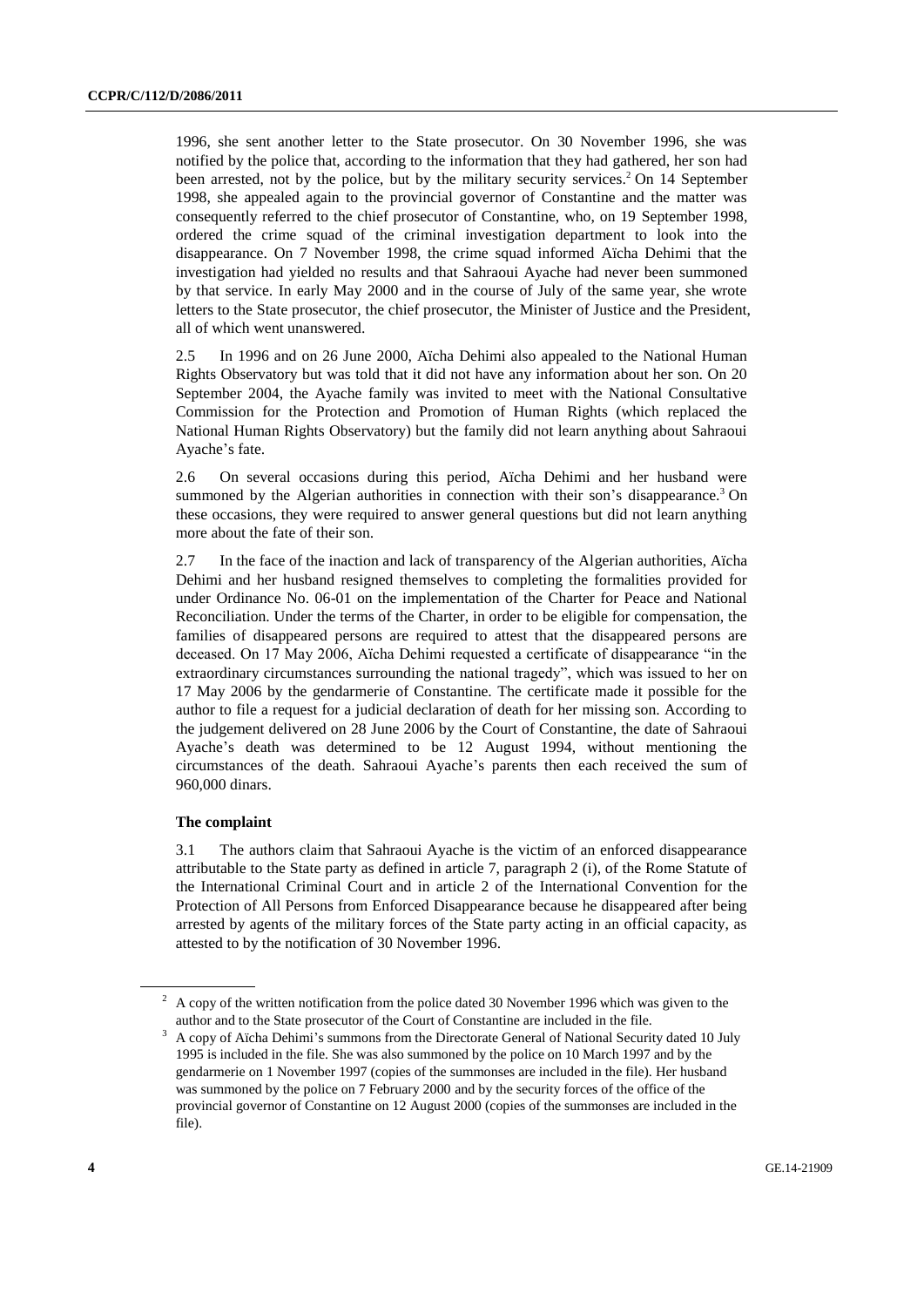1996, she sent another letter to the State prosecutor. On 30 November 1996, she was notified by the police that, according to the information that they had gathered, her son had been arrested, not by the police, but by the military security services.[2] On 14 September 1998, she appealed again to the provincial governor of Constantine and the matter was consequently referred to the chief prosecutor of Constantine, who, on 19 September 1998, ordered the crime squad of the criminal investigation department to look into the disappearance. On 7 November 1998, the crime squad informed Aïcha Dehimi that the investigation had yielded no results and that Sahraoui Ayache had never been summoned by that service. In early May 2000 and in the course of July of the same year, she wrote letters to the State prosecutor, the chief prosecutor, the Minister of Justice and the President, all of which went unanswered.

2.5 In 1996 and on 26 June 2000, Aïcha Dehimi also appealed to the National Human Rights Observatory but was told that it did not have any information about her son. On 20 September 2004, the Ayache family was invited to meet with the National Consultative Commission for the Protection and Promotion of Human Rights (which replaced the National Human Rights Observatory) but the family did not learn anything about Sahraoui Ayache's fate.

2.6 On several occasions during this period, Aïcha Dehimi and her husband were summoned by the Algerian authorities in connection with their son's disappearance.[3] On these occasions, they were required to answer general questions but did not learn anything more about the fate of their son.

2.7 In the face of the inaction and lack of transparency of the Algerian authorities, Aïcha Dehimi and her husband resigned themselves to completing the formalities provided for under Ordinance No. 06-01 on the implementation of the Charter for Peace and National Reconciliation. Under the terms of the Charter, in order to be eligible for compensation, the families of disappeared persons are required to attest that the disappeared persons are deceased. On 17 May 2006, Aïcha Dehimi requested a certificate of disappearance "in the extraordinary circumstances surrounding the national tragedy", which was issued to her on 17 May 2006 by the gendarmerie of Constantine. The certificate made it possible for the author to file a request for a judicial declaration of death for her missing son. According to the judgement delivered on 28 June 2006 by the Court of Constantine, the date of Sahraoui Ayache's death was determined to be 12 August 1994, without mentioning the circumstances of the death. Sahraoui Ayache's parents then each received the sum of 960,000 dinars.

### The complaint

3.1 The authors claim that Sahraoui Ayache is the victim of an enforced disappearance attributable to the State party as defined in article 7, paragraph 2 (i), of the Rome Statute of the International Criminal Court and in article 2 of the International Convention for the Protection of All Persons from Enforced Disappearance because he disappeared after being arrested by agents of the military forces of the State party acting in an official capacity, as attested to by the notification of 30 November 1996.

---

[2] A copy of the written notification from the police dated 30 November 1996 which was given to the author and to the State prosecutor of the Court of Constantine are included in the file.

[3] A copy of Aïcha Dehimi's summons from the Directorate General of National Security dated 10 July 1995 is included in the file. She was also summoned by the police on 10 March 1997 and by the gendarmerie on 1 November 1997 (copies of the summonses are included in the file). Her husband was summoned by the police on 7 February 2000 and by the security forces of the office of the provincial governor of Constantine on 12 August 2000 (copies of the summonses are included in the file).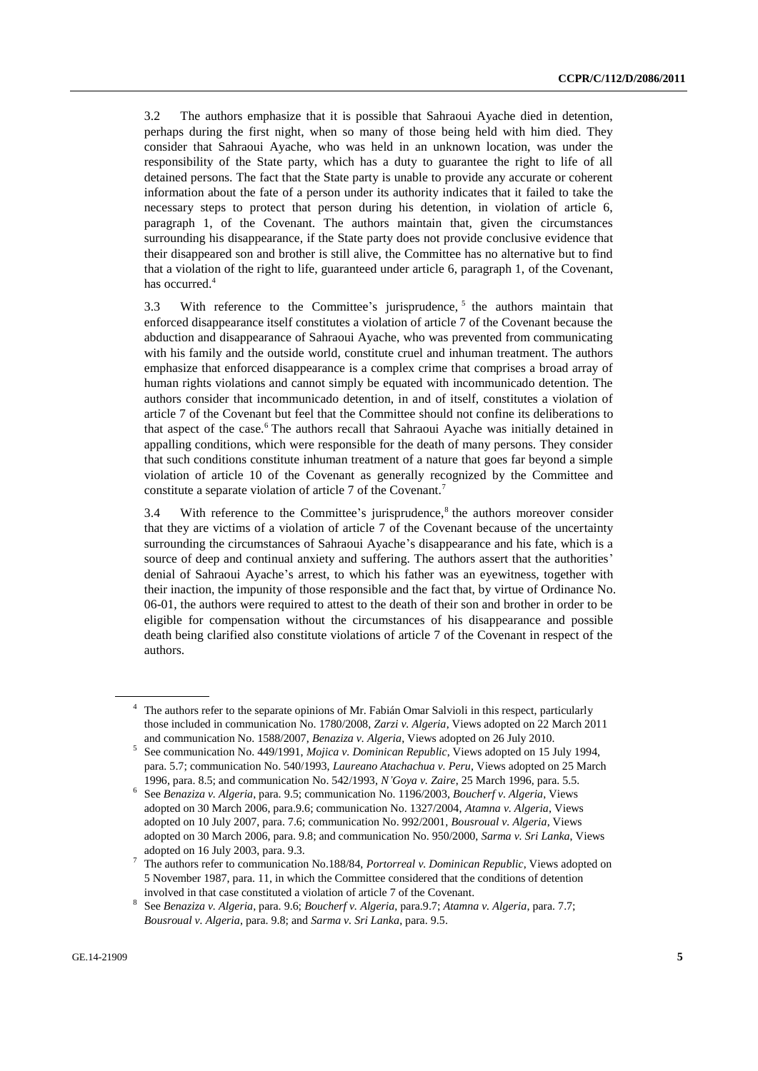3.2 The authors emphasize that it is possible that Sahraoui Ayache died in detention, perhaps during the first night, when so many of those being held with him died. They consider that Sahraoui Ayache, who was held in an unknown location, was under the responsibility of the State party, which has a duty to guarantee the right to life of all detained persons. The fact that the State party is unable to provide any accurate or coherent information about the fate of a person under its authority indicates that it failed to take the necessary steps to protect that person during his detention, in violation of article 6, paragraph 1, of the Covenant. The authors maintain that, given the circumstances surrounding his disappearance, if the State party does not provide conclusive evidence that their disappeared son and brother is still alive, the Committee has no alternative but to find that a violation of the right to life, guaranteed under article 6, paragraph 1, of the Covenant, has occurred.[4]

3.3 With reference to the Committee's jurisprudence,[5] the authors maintain that enforced disappearance itself constitutes a violation of article 7 of the Covenant because the abduction and disappearance of Sahraoui Ayache, who was prevented from communicating with his family and the outside world, constitute cruel and inhuman treatment. The authors emphasize that enforced disappearance is a complex crime that comprises a broad array of human rights violations and cannot simply be equated with incommunicado detention. The authors consider that incommunicado detention, in and of itself, constitutes a violation of article 7 of the Covenant but feel that the Committee should not confine its deliberations to that aspect of the case.[6] The authors recall that Sahraoui Ayache was initially detained in appalling conditions, which were responsible for the death of many persons. They consider that such conditions constitute inhuman treatment of a nature that goes far beyond a simple violation of article 10 of the Covenant as generally recognized by the Committee and constitute a separate violation of article 7 of the Covenant.[7]

3.4 With reference to the Committee's jurisprudence,[8] the authors moreover consider that they are victims of a violation of article 7 of the Covenant because of the uncertainty surrounding the circumstances of Sahraoui Ayache's disappearance and his fate, which is a source of deep and continual anxiety and suffering. The authors assert that the authorities' denial of Sahraoui Ayache's arrest, to which his father was an eyewitness, together with their inaction, the impunity of those responsible and the fact that, by virtue of Ordinance No. 06-01, the authors were required to attest to the death of their son and brother in order to be eligible for compensation without the circumstances of his disappearance and possible death being clarified also constitute violations of article 7 of the Covenant in respect of the authors.

---

[4] The authors refer to the separate opinions of Mr. Fabián Omar Salvioli in this respect, particularly those included in communication No. 1780/2008, *Zarzi v. Algeria*, Views adopted on 22 March 2011 and communication No. 1588/2007, *Benaziza v. Algeria*, Views adopted on 26 July 2010.

[5] See communication No. 449/1991, *Mojica v. Dominican Republic*, Views adopted on 15 July 1994, para. 5.7; communication No. 540/1993, *Laureano Atachachua v. Peru*, Views adopted on 25 March 1996, para. 8.5; and communication No. 542/1993, *N'Goya v. Zaire*, 25 March 1996, para. 5.5.

[6] See *Benaziza v. Algeria*, para. 9.5; communication No. 1196/2003, *Boucherf v. Algeria*, Views adopted on 30 March 2006, para.9.6; communication No. 1327/2004, *Atamna v. Algeria*, Views adopted on 10 July 2007, para. 7.6; communication No. 992/2001, *Bousroual v. Algeria*, Views adopted on 30 March 2006, para. 9.8; and communication No. 950/2000, *Sarma v. Sri Lanka*, Views adopted on 16 July 2003, para. 9.3.

[7] The authors refer to communication No.188/84, *Portorreal v. Dominican Republic*, Views adopted on 5 November 1987, para. 11, in which the Committee considered that the conditions of detention involved in that case constituted a violation of article 7 of the Covenant.

[8] See *Benaziza v. Algeria*, para. 9.6; *Boucherf v. Algeria*, para.9.7; *Atamna v. Algeria*, para. 7.7; *Bousroual v. Algeria*, para. 9.8; and *Sarma v. Sri Lanka*, para. 9.5.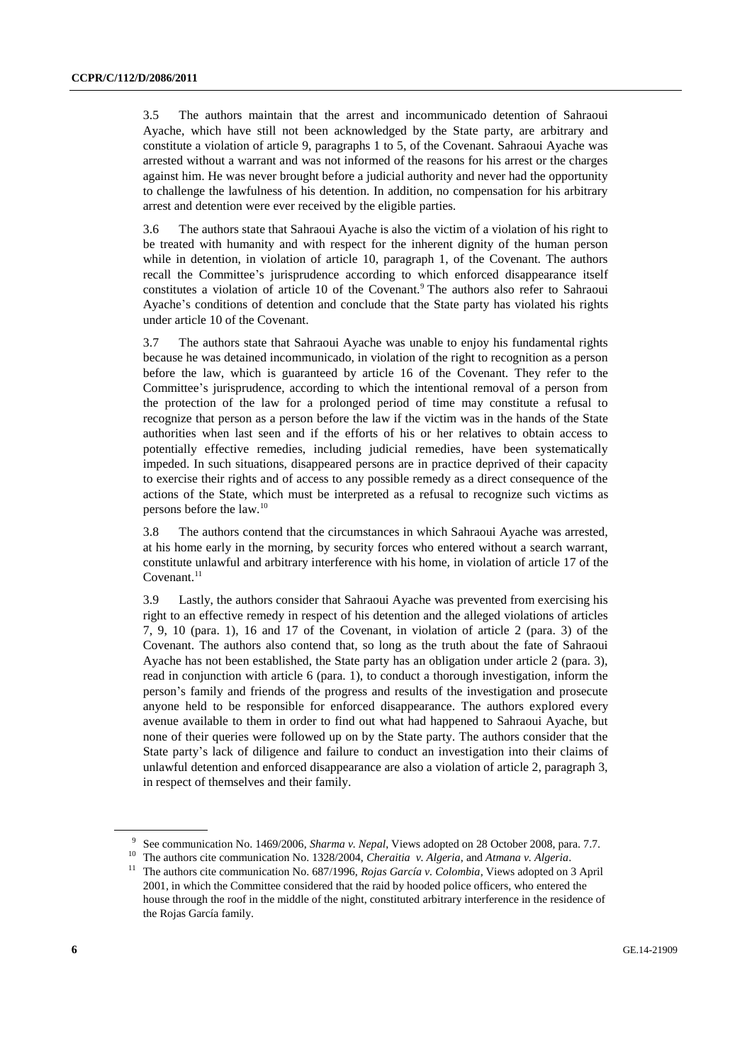3.5 The authors maintain that the arrest and incommunicado detention of Sahraoui Ayache, which have still not been acknowledged by the State party, are arbitrary and constitute a violation of article 9, paragraphs 1 to 5, of the Covenant. Sahraoui Ayache was arrested without a warrant and was not informed of the reasons for his arrest or the charges against him. He was never brought before a judicial authority and never had the opportunity to challenge the lawfulness of his detention. In addition, no compensation for his arbitrary arrest and detention were ever received by the eligible parties.

3.6 The authors state that Sahraoui Ayache is also the victim of a violation of his right to be treated with humanity and with respect for the inherent dignity of the human person while in detention, in violation of article 10, paragraph 1, of the Covenant. The authors recall the Committee's jurisprudence according to which enforced disappearance itself constitutes a violation of article 10 of the Covenant.[9] The authors also refer to Sahraoui Ayache's conditions of detention and conclude that the State party has violated his rights under article 10 of the Covenant.

3.7 The authors state that Sahraoui Ayache was unable to enjoy his fundamental rights because he was detained incommunicado, in violation of the right to recognition as a person before the law, which is guaranteed by article 16 of the Covenant. They refer to the Committee's jurisprudence, according to which the intentional removal of a person from the protection of the law for a prolonged period of time may constitute a refusal to recognize that person as a person before the law if the victim was in the hands of the State authorities when last seen and if the efforts of his or her relatives to obtain access to potentially effective remedies, including judicial remedies, have been systematically impeded. In such situations, disappeared persons are in practice deprived of their capacity to exercise their rights and of access to any possible remedy as a direct consequence of the actions of the State, which must be interpreted as a refusal to recognize such victims as persons before the law.[10]

3.8 The authors contend that the circumstances in which Sahraoui Ayache was arrested, at his home early in the morning, by security forces who entered without a search warrant, constitute unlawful and arbitrary interference with his home, in violation of article 17 of the Covenant.[11]

3.9 Lastly, the authors consider that Sahraoui Ayache was prevented from exercising his right to an effective remedy in respect of his detention and the alleged violations of articles 7, 9, 10 (para. 1), 16 and 17 of the Covenant, in violation of article 2 (para. 3) of the Covenant. The authors also contend that, so long as the truth about the fate of Sahraoui Ayache has not been established, the State party has an obligation under article 2 (para. 3), read in conjunction with article 6 (para. 1), to conduct a thorough investigation, inform the person's family and friends of the progress and results of the investigation and prosecute anyone held to be responsible for enforced disappearance. The authors explored every avenue available to them in order to find out what had happened to Sahraoui Ayache, but none of their queries were followed up on by the State party. The authors consider that the State party's lack of diligence and failure to conduct an investigation into their claims of unlawful detention and enforced disappearance are also a violation of article 2, paragraph 3, in respect of themselves and their family.

---

[9] See communication No. 1469/2006, *Sharma v. Nepal*, Views adopted on 28 October 2008, para. 7.7.

[10] The authors cite communication No. 1328/2004, *Cheraitia v. Algeria*, and *Atmana v. Algeria*.

[11] The authors cite communication No. 687/1996, *Rojas García v. Colombia*, Views adopted on 3 April 2001, in which the Committee considered that the raid by hooded police officers, who entered the house through the roof in the middle of the night, constituted arbitrary interference in the residence of the Rojas García family.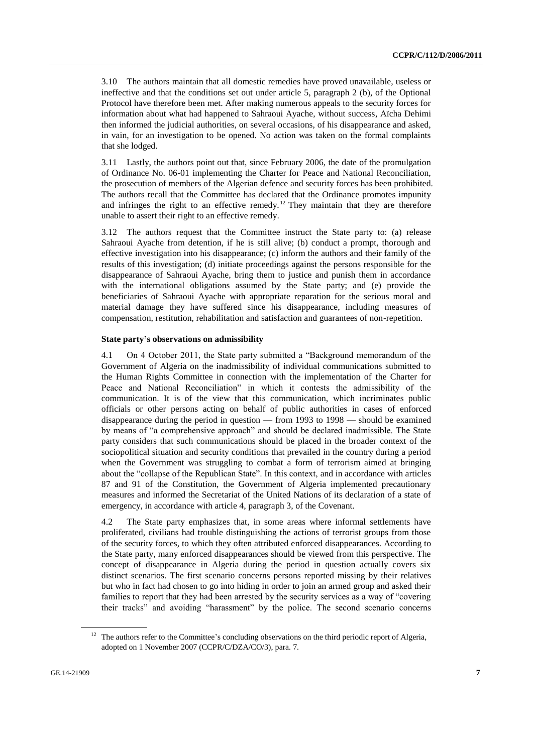3.10 The authors maintain that all domestic remedies have proved unavailable, useless or ineffective and that the conditions set out under article 5, paragraph 2 (b), of the Optional Protocol have therefore been met. After making numerous appeals to the security forces for information about what had happened to Sahraoui Ayache, without success, Aïcha Dehimi then informed the judicial authorities, on several occasions, of his disappearance and asked, in vain, for an investigation to be opened. No action was taken on the formal complaints that she lodged.

3.11 Lastly, the authors point out that, since February 2006, the date of the promulgation of Ordinance No. 06-01 implementing the Charter for Peace and National Reconciliation, the prosecution of members of the Algerian defence and security forces has been prohibited. The authors recall that the Committee has declared that the Ordinance promotes impunity and infringes the right to an effective remedy.[12] They maintain that they are therefore unable to assert their right to an effective remedy.

3.12 The authors request that the Committee instruct the State party to: (a) release Sahraoui Ayache from detention, if he is still alive; (b) conduct a prompt, thorough and effective investigation into his disappearance; (c) inform the authors and their family of the results of this investigation; (d) initiate proceedings against the persons responsible for the disappearance of Sahraoui Ayache, bring them to justice and punish them in accordance with the international obligations assumed by the State party; and (e) provide the beneficiaries of Sahraoui Ayache with appropriate reparation for the serious moral and material damage they have suffered since his disappearance, including measures of compensation, restitution, rehabilitation and satisfaction and guarantees of non-repetition.

**State party's observations on admissibility**

4.1 On 4 October 2011, the State party submitted a "Background memorandum of the Government of Algeria on the inadmissibility of individual communications submitted to the Human Rights Committee in connection with the implementation of the Charter for Peace and National Reconciliation" in which it contests the admissibility of the communication. It is of the view that this communication, which incriminates public officials or other persons acting on behalf of public authorities in cases of enforced disappearance during the period in question — from 1993 to 1998 — should be examined by means of "a comprehensive approach" and should be declared inadmissible. The State party considers that such communications should be placed in the broader context of the sociopolitical situation and security conditions that prevailed in the country during a period when the Government was struggling to combat a form of terrorism aimed at bringing about the "collapse of the Republican State". In this context, and in accordance with articles 87 and 91 of the Constitution, the Government of Algeria implemented precautionary measures and informed the Secretariat of the United Nations of its declaration of a state of emergency, in accordance with article 4, paragraph 3, of the Covenant.

4.2 The State party emphasizes that, in some areas where informal settlements have proliferated, civilians had trouble distinguishing the actions of terrorist groups from those of the security forces, to which they often attributed enforced disappearances. According to the State party, many enforced disappearances should be viewed from this perspective. The concept of disappearance in Algeria during the period in question actually covers six distinct scenarios. The first scenario concerns persons reported missing by their relatives but who in fact had chosen to go into hiding in order to join an armed group and asked their families to report that they had been arrested by the security services as a way of "covering their tracks" and avoiding "harassment" by the police. The second scenario concerns

---

[12] The authors refer to the Committee's concluding observations on the third periodic report of Algeria, adopted on 1 November 2007 (CCPR/C/DZA/CO/3), para. 7.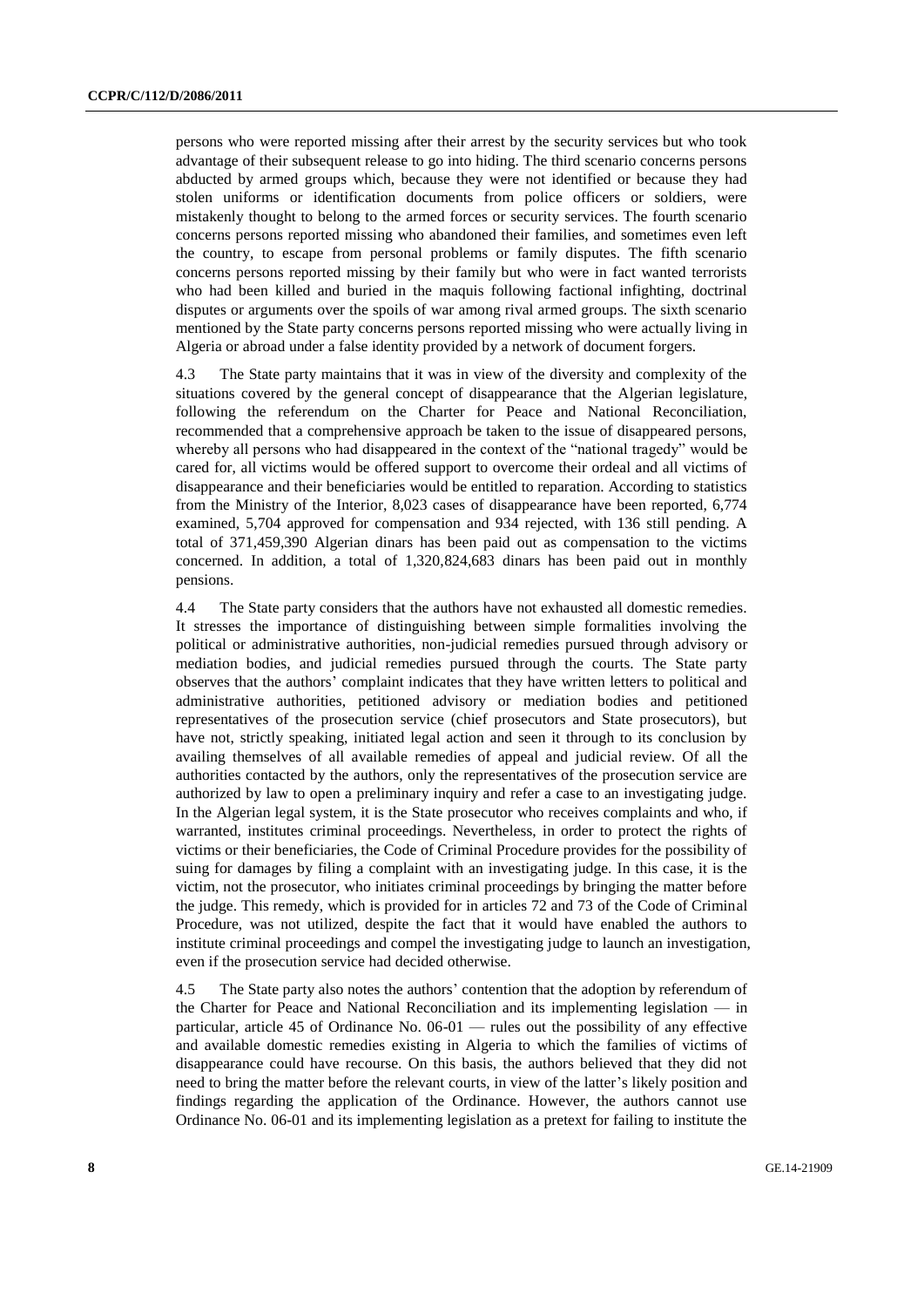persons who were reported missing after their arrest by the security services but who took advantage of their subsequent release to go into hiding. The third scenario concerns persons abducted by armed groups which, because they were not identified or because they had stolen uniforms or identification documents from police officers or soldiers, were mistakenly thought to belong to the armed forces or security services. The fourth scenario concerns persons reported missing who abandoned their families, and sometimes even left the country, to escape from personal problems or family disputes. The fifth scenario concerns persons reported missing by their family but who were in fact wanted terrorists who had been killed and buried in the maquis following factional infighting, doctrinal disputes or arguments over the spoils of war among rival armed groups. The sixth scenario mentioned by the State party concerns persons reported missing who were actually living in Algeria or abroad under a false identity provided by a network of document forgers.

4.3 The State party maintains that it was in view of the diversity and complexity of the situations covered by the general concept of disappearance that the Algerian legislature, following the referendum on the Charter for Peace and National Reconciliation, recommended that a comprehensive approach be taken to the issue of disappeared persons, whereby all persons who had disappeared in the context of the "national tragedy" would be cared for, all victims would be offered support to overcome their ordeal and all victims of disappearance and their beneficiaries would be entitled to reparation. According to statistics from the Ministry of the Interior, 8,023 cases of disappearance have been reported, 6,774 examined, 5,704 approved for compensation and 934 rejected, with 136 still pending. A total of 371,459,390 Algerian dinars has been paid out as compensation to the victims concerned. In addition, a total of 1,320,824,683 dinars has been paid out in monthly pensions.

4.4 The State party considers that the authors have not exhausted all domestic remedies. It stresses the importance of distinguishing between simple formalities involving the political or administrative authorities, non-judicial remedies pursued through advisory or mediation bodies, and judicial remedies pursued through the courts. The State party observes that the authors' complaint indicates that they have written letters to political and administrative authorities, petitioned advisory or mediation bodies and petitioned representatives of the prosecution service (chief prosecutors and State prosecutors), but have not, strictly speaking, initiated legal action and seen it through to its conclusion by availing themselves of all available remedies of appeal and judicial review. Of all the authorities contacted by the authors, only the representatives of the prosecution service are authorized by law to open a preliminary inquiry and refer a case to an investigating judge. In the Algerian legal system, it is the State prosecutor who receives complaints and who, if warranted, institutes criminal proceedings. Nevertheless, in order to protect the rights of victims or their beneficiaries, the Code of Criminal Procedure provides for the possibility of suing for damages by filing a complaint with an investigating judge. In this case, it is the victim, not the prosecutor, who initiates criminal proceedings by bringing the matter before the judge. This remedy, which is provided for in articles 72 and 73 of the Code of Criminal Procedure, was not utilized, despite the fact that it would have enabled the authors to institute criminal proceedings and compel the investigating judge to launch an investigation, even if the prosecution service had decided otherwise.

4.5 The State party also notes the authors' contention that the adoption by referendum of the Charter for Peace and National Reconciliation and its implementing legislation — in particular, article 45 of Ordinance No. 06-01 — rules out the possibility of any effective and available domestic remedies existing in Algeria to which the families of victims of disappearance could have recourse. On this basis, the authors believed that they did not need to bring the matter before the relevant courts, in view of the latter's likely position and findings regarding the application of the Ordinance. However, the authors cannot use Ordinance No. 06-01 and its implementing legislation as a pretext for failing to institute the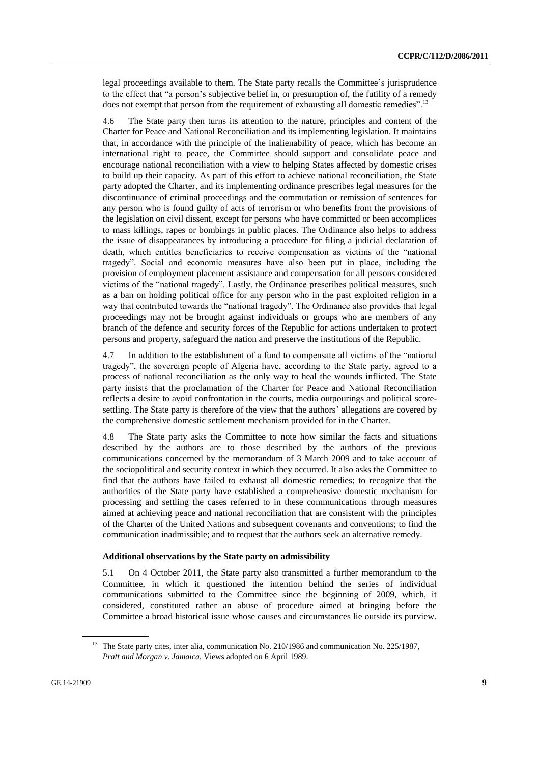legal proceedings available to them. The State party recalls the Committee's jurisprudence to the effect that "a person's subjective belief in, or presumption of, the futility of a remedy does not exempt that person from the requirement of exhausting all domestic remedies".[13]

4.6 The State party then turns its attention to the nature, principles and content of the Charter for Peace and National Reconciliation and its implementing legislation. It maintains that, in accordance with the principle of the inalienability of peace, which has become an international right to peace, the Committee should support and consolidate peace and encourage national reconciliation with a view to helping States affected by domestic crises to build up their capacity. As part of this effort to achieve national reconciliation, the State party adopted the Charter, and its implementing ordinance prescribes legal measures for the discontinuance of criminal proceedings and the commutation or remission of sentences for any person who is found guilty of acts of terrorism or who benefits from the provisions of the legislation on civil dissent, except for persons who have committed or been accomplices to mass killings, rapes or bombings in public places. The Ordinance also helps to address the issue of disappearances by introducing a procedure for filing a judicial declaration of death, which entitles beneficiaries to receive compensation as victims of the "national tragedy". Social and economic measures have also been put in place, including the provision of employment placement assistance and compensation for all persons considered victims of the "national tragedy". Lastly, the Ordinance prescribes political measures, such as a ban on holding political office for any person who in the past exploited religion in a way that contributed towards the "national tragedy". The Ordinance also provides that legal proceedings may not be brought against individuals or groups who are members of any branch of the defence and security forces of the Republic for actions undertaken to protect persons and property, safeguard the nation and preserve the institutions of the Republic.

4.7 In addition to the establishment of a fund to compensate all victims of the "national tragedy", the sovereign people of Algeria have, according to the State party, agreed to a process of national reconciliation as the only way to heal the wounds inflicted. The State party insists that the proclamation of the Charter for Peace and National Reconciliation reflects a desire to avoid confrontation in the courts, media outpourings and political score-settling. The State party is therefore of the view that the authors' allegations are covered by the comprehensive domestic settlement mechanism provided for in the Charter.

4.8 The State party asks the Committee to note how similar the facts and situations described by the authors are to those described by the authors of the previous communications concerned by the memorandum of 3 March 2009 and to take account of the sociopolitical and security context in which they occurred. It also asks the Committee to find that the authors have failed to exhaust all domestic remedies; to recognize that the authorities of the State party have established a comprehensive domestic mechanism for processing and settling the cases referred to in these communications through measures aimed at achieving peace and national reconciliation that are consistent with the principles of the Charter of the United Nations and subsequent covenants and conventions; to find the communication inadmissible; and to request that the authors seek an alternative remedy.

**Additional observations by the State party on admissibility**

5.1 On 4 October 2011, the State party also transmitted a further memorandum to the Committee, in which it questioned the intention behind the series of individual communications submitted to the Committee since the beginning of 2009, which, it considered, constituted rather an abuse of procedure aimed at bringing before the Committee a broad historical issue whose causes and circumstances lie outside its purview.

[13] The State party cites, inter alia, communication No. 210/1986 and communication No. 225/1987, *Pratt and Morgan v. Jamaica*, Views adopted on 6 April 1989.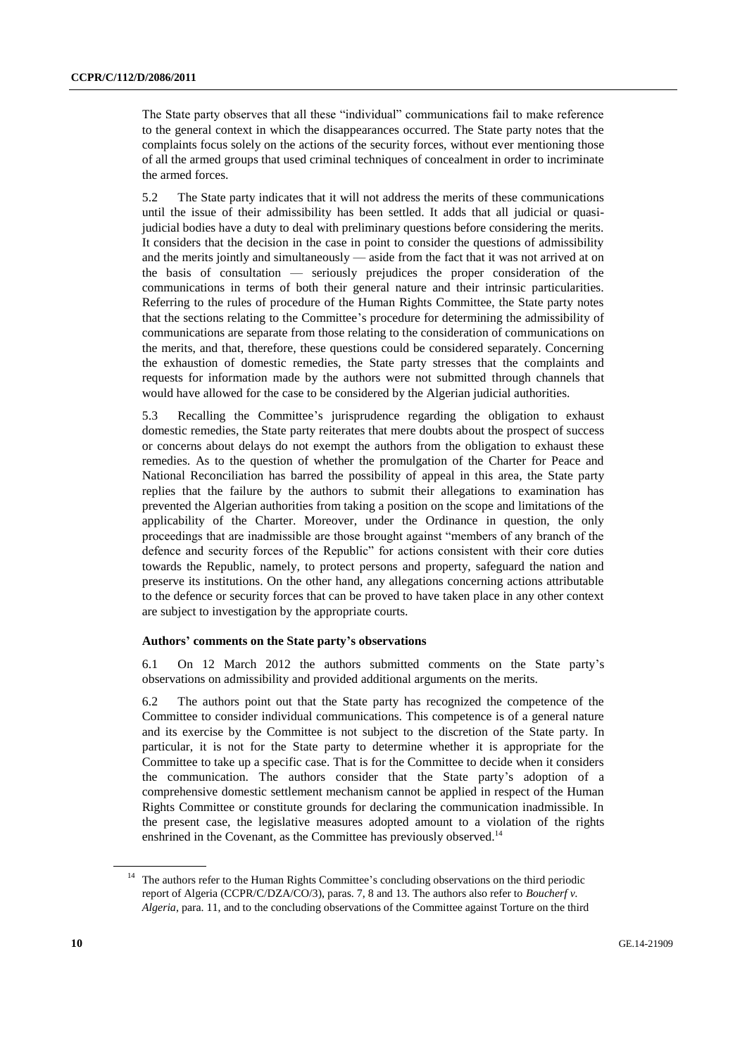The State party observes that all these "individual" communications fail to make reference to the general context in which the disappearances occurred. The State party notes that the complaints focus solely on the actions of the security forces, without ever mentioning those of all the armed groups that used criminal techniques of concealment in order to incriminate the armed forces.

5.2 The State party indicates that it will not address the merits of these communications until the issue of their admissibility has been settled. It adds that all judicial or quasi-judicial bodies have a duty to deal with preliminary questions before considering the merits. It considers that the decision in the case in point to consider the questions of admissibility and the merits jointly and simultaneously — aside from the fact that it was not arrived at on the basis of consultation — seriously prejudices the proper consideration of the communications in terms of both their general nature and their intrinsic particularities. Referring to the rules of procedure of the Human Rights Committee, the State party notes that the sections relating to the Committee's procedure for determining the admissibility of communications are separate from those relating to the consideration of communications on the merits, and that, therefore, these questions could be considered separately. Concerning the exhaustion of domestic remedies, the State party stresses that the complaints and requests for information made by the authors were not submitted through channels that would have allowed for the case to be considered by the Algerian judicial authorities.

5.3 Recalling the Committee's jurisprudence regarding the obligation to exhaust domestic remedies, the State party reiterates that mere doubts about the prospect of success or concerns about delays do not exempt the authors from the obligation to exhaust these remedies. As to the question of whether the promulgation of the Charter for Peace and National Reconciliation has barred the possibility of appeal in this area, the State party replies that the failure by the authors to submit their allegations to examination has prevented the Algerian authorities from taking a position on the scope and limitations of the applicability of the Charter. Moreover, under the Ordinance in question, the only proceedings that are inadmissible are those brought against "members of any branch of the defence and security forces of the Republic" for actions consistent with their core duties towards the Republic, namely, to protect persons and property, safeguard the nation and preserve its institutions. On the other hand, any allegations concerning actions attributable to the defence or security forces that can be proved to have taken place in any other context are subject to investigation by the appropriate courts.

### Authors' comments on the State party's observations

6.1 On 12 March 2012 the authors submitted comments on the State party's observations on admissibility and provided additional arguments on the merits.

6.2 The authors point out that the State party has recognized the competence of the Committee to consider individual communications. This competence is of a general nature and its exercise by the Committee is not subject to the discretion of the State party. In particular, it is not for the State party to determine whether it is appropriate for the Committee to take up a specific case. That is for the Committee to decide when it considers the communication. The authors consider that the State party's adoption of a comprehensive domestic settlement mechanism cannot be applied in respect of the Human Rights Committee or constitute grounds for declaring the communication inadmissible. In the present case, the legislative measures adopted amount to a violation of the rights enshrined in the Covenant, as the Committee has previously observed.[14]

---

[14] The authors refer to the Human Rights Committee's concluding observations on the third periodic report of Algeria (CCPR/C/DZA/CO/3), paras. 7, 8 and 13. The authors also refer to *Boucherf v. Algeria*, para. 11, and to the concluding observations of the Committee against Torture on the third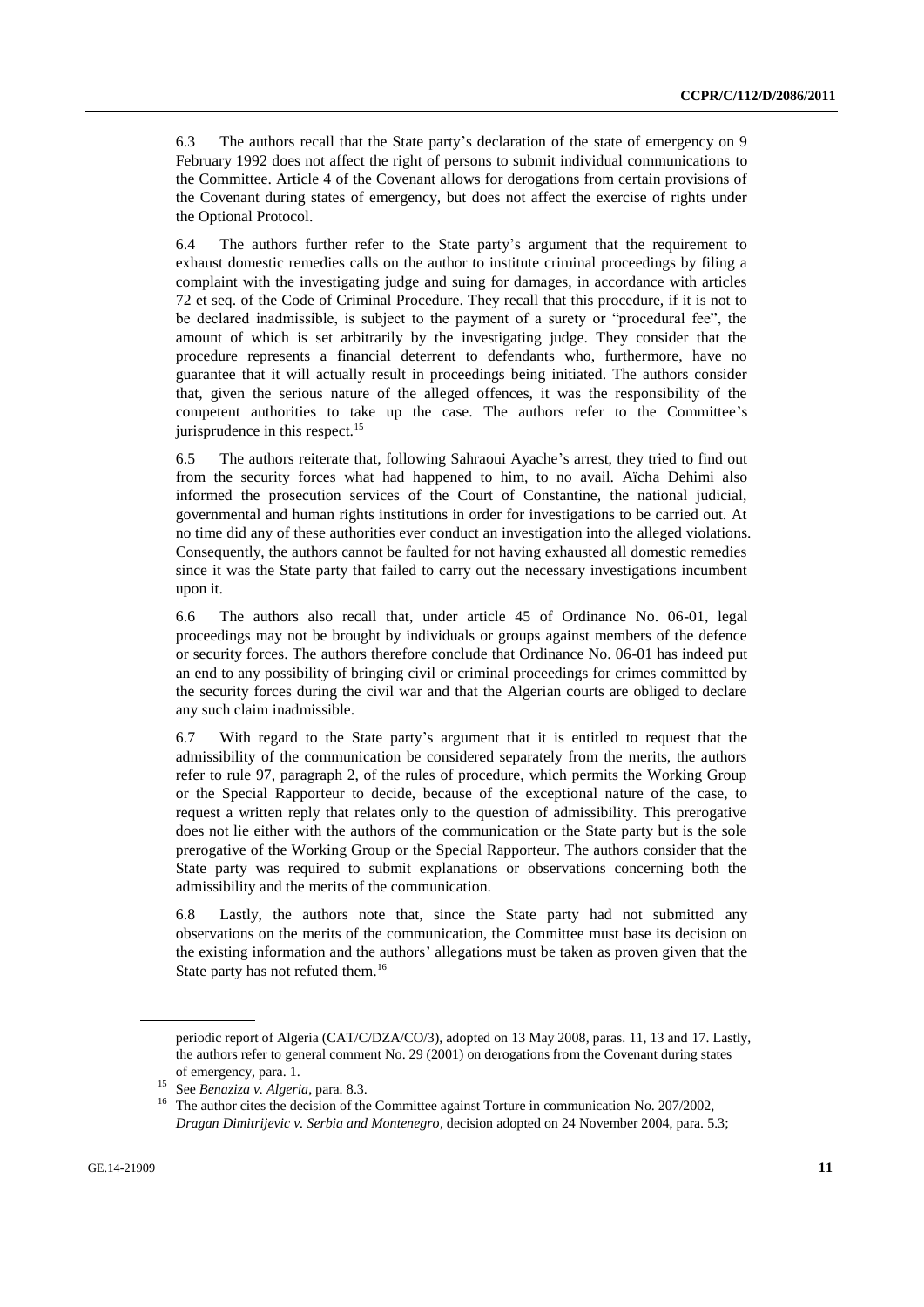6.3 The authors recall that the State party's declaration of the state of emergency on 9 February 1992 does not affect the right of persons to submit individual communications to the Committee. Article 4 of the Covenant allows for derogations from certain provisions of the Covenant during states of emergency, but does not affect the exercise of rights under the Optional Protocol.

6.4 The authors further refer to the State party's argument that the requirement to exhaust domestic remedies calls on the author to institute criminal proceedings by filing a complaint with the investigating judge and suing for damages, in accordance with articles 72 et seq. of the Code of Criminal Procedure. They recall that this procedure, if it is not to be declared inadmissible, is subject to the payment of a surety or "procedural fee", the amount of which is set arbitrarily by the investigating judge. They consider that the procedure represents a financial deterrent to defendants who, furthermore, have no guarantee that it will actually result in proceedings being initiated. The authors consider that, given the serious nature of the alleged offences, it was the responsibility of the competent authorities to take up the case. The authors refer to the Committee's jurisprudence in this respect.[15]

6.5 The authors reiterate that, following Sahraoui Ayache's arrest, they tried to find out from the security forces what had happened to him, to no avail. Aïcha Dehimi also informed the prosecution services of the Court of Constantine, the national judicial, governmental and human rights institutions in order for investigations to be carried out. At no time did any of these authorities ever conduct an investigation into the alleged violations. Consequently, the authors cannot be faulted for not having exhausted all domestic remedies since it was the State party that failed to carry out the necessary investigations incumbent upon it.

6.6 The authors also recall that, under article 45 of Ordinance No. 06-01, legal proceedings may not be brought by individuals or groups against members of the defence or security forces. The authors therefore conclude that Ordinance No. 06-01 has indeed put an end to any possibility of bringing civil or criminal proceedings for crimes committed by the security forces during the civil war and that the Algerian courts are obliged to declare any such claim inadmissible.

6.7 With regard to the State party's argument that it is entitled to request that the admissibility of the communication be considered separately from the merits, the authors refer to rule 97, paragraph 2, of the rules of procedure, which permits the Working Group or the Special Rapporteur to decide, because of the exceptional nature of the case, to request a written reply that relates only to the question of admissibility. This prerogative does not lie either with the authors of the communication or the State party but is the sole prerogative of the Working Group or the Special Rapporteur. The authors consider that the State party was required to submit explanations or observations concerning both the admissibility and the merits of the communication.

6.8 Lastly, the authors note that, since the State party had not submitted any observations on the merits of the communication, the Committee must base its decision on the existing information and the authors' allegations must be taken as proven given that the State party has not refuted them.[16]

---

periodic report of Algeria (CAT/C/DZA/CO/3), adopted on 13 May 2008, paras. 11, 13 and 17. Lastly, the authors refer to general comment No. 29 (2001) on derogations from the Covenant during states of emergency, para. 1.

[15] See *Benaziza v. Algeria*, para. 8.3.

[16] The author cites the decision of the Committee against Torture in communication No. 207/2002, *Dragan Dimitrijevic v. Serbia and Montenegro*, decision adopted on 24 November 2004, para. 5.3;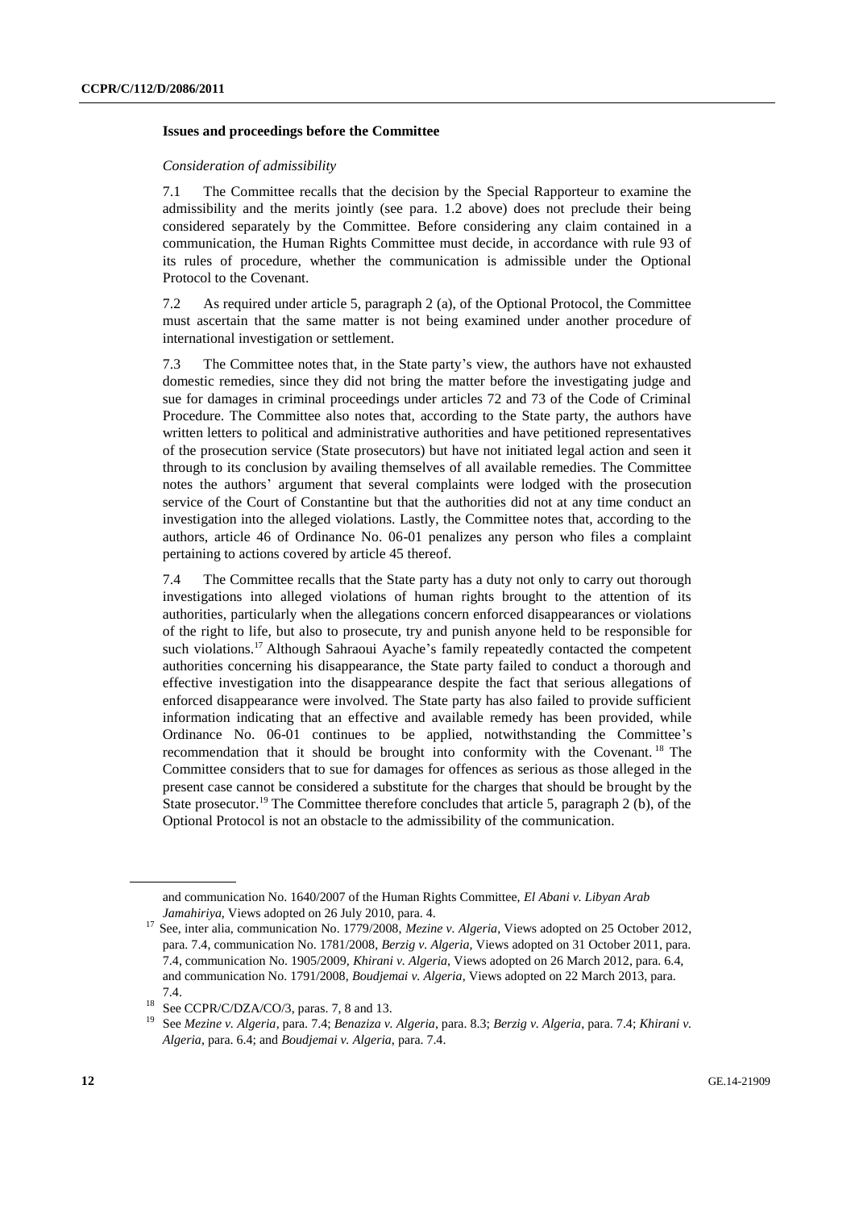### Issues and proceedings before the Committee

*Consideration of admissibility*

7.1 The Committee recalls that the decision by the Special Rapporteur to examine the admissibility and the merits jointly (see para. 1.2 above) does not preclude their being considered separately by the Committee. Before considering any claim contained in a communication, the Human Rights Committee must decide, in accordance with rule 93 of its rules of procedure, whether the communication is admissible under the Optional Protocol to the Covenant.

7.2 As required under article 5, paragraph 2 (a), of the Optional Protocol, the Committee must ascertain that the same matter is not being examined under another procedure of international investigation or settlement.

7.3 The Committee notes that, in the State party's view, the authors have not exhausted domestic remedies, since they did not bring the matter before the investigating judge and sue for damages in criminal proceedings under articles 72 and 73 of the Code of Criminal Procedure. The Committee also notes that, according to the State party, the authors have written letters to political and administrative authorities and have petitioned representatives of the prosecution service (State prosecutors) but have not initiated legal action and seen it through to its conclusion by availing themselves of all available remedies. The Committee notes the authors' argument that several complaints were lodged with the prosecution service of the Court of Constantine but that the authorities did not at any time conduct an investigation into the alleged violations. Lastly, the Committee notes that, according to the authors, article 46 of Ordinance No. 06-01 penalizes any person who files a complaint pertaining to actions covered by article 45 thereof.

7.4 The Committee recalls that the State party has a duty not only to carry out thorough investigations into alleged violations of human rights brought to the attention of its authorities, particularly when the allegations concern enforced disappearances or violations of the right to life, but also to prosecute, try and punish anyone held to be responsible for such violations.[17] Although Sahraoui Ayache's family repeatedly contacted the competent authorities concerning his disappearance, the State party failed to conduct a thorough and effective investigation into the disappearance despite the fact that serious allegations of enforced disappearance were involved. The State party has also failed to provide sufficient information indicating that an effective and available remedy has been provided, while Ordinance No. 06-01 continues to be applied, notwithstanding the Committee's recommendation that it should be brought into conformity with the Covenant.[18] The Committee considers that to sue for damages for offences as serious as those alleged in the present case cannot be considered a substitute for the charges that should be brought by the State prosecutor.[19] The Committee therefore concludes that article 5, paragraph 2 (b), of the Optional Protocol is not an obstacle to the admissibility of the communication.

---

and communication No. 1640/2007 of the Human Rights Committee, *El Abani v. Libyan Arab Jamahiriya*, Views adopted on 26 July 2010, para. 4.

[17] See, inter alia, communication No. 1779/2008, *Mezine v. Algeria*, Views adopted on 25 October 2012, para. 7.4, communication No. 1781/2008, *Berzig v. Algeria*, Views adopted on 31 October 2011, para. 7.4, communication No. 1905/2009, *Khirani v. Algeria*, Views adopted on 26 March 2012, para. 6.4, and communication No. 1791/2008, *Boudjemai v. Algeria*, Views adopted on 22 March 2013, para. 7.4.

[18] See CCPR/C/DZA/CO/3, paras. 7, 8 and 13.

[19] See *Mezine v. Algeria*, para. 7.4; *Benaziza v. Algeria*, para. 8.3; *Berzig v. Algeria*, para. 7.4; *Khirani v. Algeria*, para. 6.4; and *Boudjemai v. Algeria*, para. 7.4.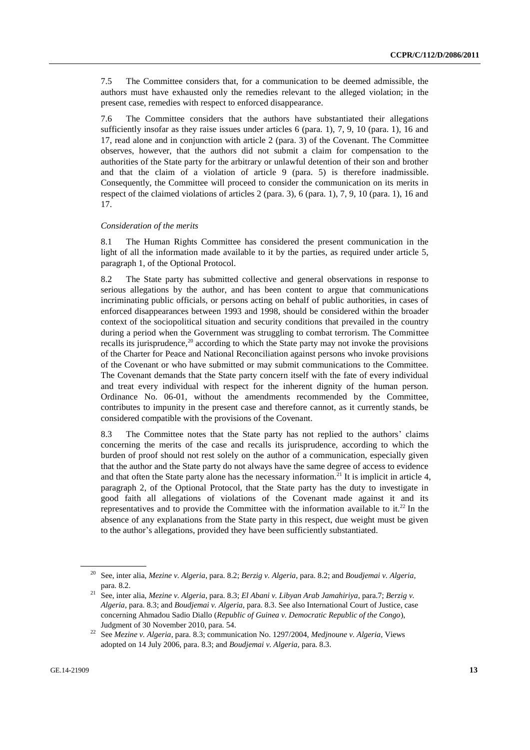7.5 The Committee considers that, for a communication to be deemed admissible, the authors must have exhausted only the remedies relevant to the alleged violation; in the present case, remedies with respect to enforced disappearance.

7.6 The Committee considers that the authors have substantiated their allegations sufficiently insofar as they raise issues under articles 6 (para. 1), 7, 9, 10 (para. 1), 16 and 17, read alone and in conjunction with article 2 (para. 3) of the Covenant. The Committee observes, however, that the authors did not submit a claim for compensation to the authorities of the State party for the arbitrary or unlawful detention of their son and brother and that the claim of a violation of article 9 (para. 5) is therefore inadmissible. Consequently, the Committee will proceed to consider the communication on its merits in respect of the claimed violations of articles 2 (para. 3), 6 (para. 1), 7, 9, 10 (para. 1), 16 and 17.

*Consideration of the merits*

8.1 The Human Rights Committee has considered the present communication in the light of all the information made available to it by the parties, as required under article 5, paragraph 1, of the Optional Protocol.

8.2 The State party has submitted collective and general observations in response to serious allegations by the author, and has been content to argue that communications incriminating public officials, or persons acting on behalf of public authorities, in cases of enforced disappearances between 1993 and 1998, should be considered within the broader context of the sociopolitical situation and security conditions that prevailed in the country during a period when the Government was struggling to combat terrorism. The Committee recalls its jurisprudence,[20] according to which the State party may not invoke the provisions of the Charter for Peace and National Reconciliation against persons who invoke provisions of the Covenant or who have submitted or may submit communications to the Committee. The Covenant demands that the State party concern itself with the fate of every individual and treat every individual with respect for the inherent dignity of the human person. Ordinance No. 06-01, without the amendments recommended by the Committee, contributes to impunity in the present case and therefore cannot, as it currently stands, be considered compatible with the provisions of the Covenant.

8.3 The Committee notes that the State party has not replied to the authors' claims concerning the merits of the case and recalls its jurisprudence, according to which the burden of proof should not rest solely on the author of a communication, especially given that the author and the State party do not always have the same degree of access to evidence and that often the State party alone has the necessary information.[21] It is implicit in article 4, paragraph 2, of the Optional Protocol, that the State party has the duty to investigate in good faith all allegations of violations of the Covenant made against it and its representatives and to provide the Committee with the information available to it.[22] In the absence of any explanations from the State party in this respect, due weight must be given to the author's allegations, provided they have been sufficiently substantiated.

---

[20] See, inter alia, *Mezine v. Algeria*, para. 8.2; *Berzig v. Algeria*, para. 8.2; and *Boudjemai v. Algeria*, para. 8.2.

[21] See, inter alia, *Mezine v. Algeria*, para. 8.3; *El Abani v. Libyan Arab Jamahiriya*, para.7; *Berzig v. Algeria*, para. 8.3; and *Boudjemai v. Algeria*, para. 8.3. See also International Court of Justice, case concerning Ahmadou Sadio Diallo (*Republic of Guinea v. Democratic Republic of the Congo*), Judgment of 30 November 2010, para. 54.

[22] See *Mezine v. Algeria*, para. 8.3; communication No. 1297/2004, *Medjnoune v. Algeria*, Views adopted on 14 July 2006, para. 8.3; and *Boudjemai v. Algeria*, para. 8.3.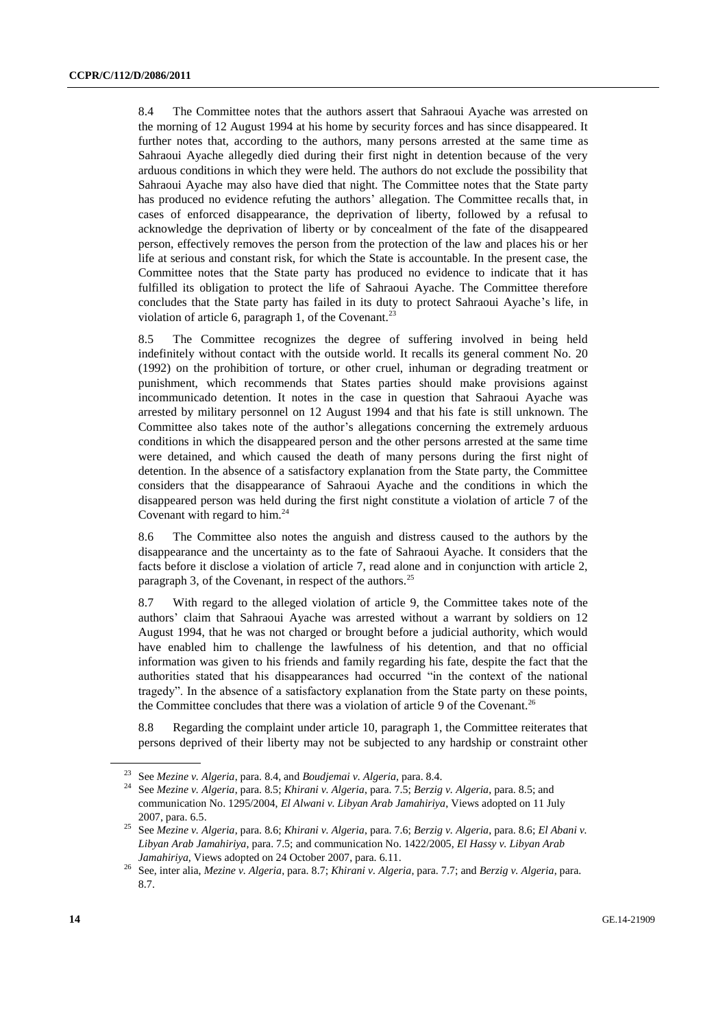8.4 The Committee notes that the authors assert that Sahraoui Ayache was arrested on the morning of 12 August 1994 at his home by security forces and has since disappeared. It further notes that, according to the authors, many persons arrested at the same time as Sahraoui Ayache allegedly died during their first night in detention because of the very arduous conditions in which they were held. The authors do not exclude the possibility that Sahraoui Ayache may also have died that night. The Committee notes that the State party has produced no evidence refuting the authors' allegation. The Committee recalls that, in cases of enforced disappearance, the deprivation of liberty, followed by a refusal to acknowledge the deprivation of liberty or by concealment of the fate of the disappeared person, effectively removes the person from the protection of the law and places his or her life at serious and constant risk, for which the State is accountable. In the present case, the Committee notes that the State party has produced no evidence to indicate that it has fulfilled its obligation to protect the life of Sahraoui Ayache. The Committee therefore concludes that the State party has failed in its duty to protect Sahraoui Ayache's life, in violation of article 6, paragraph 1, of the Covenant.[23]

8.5 The Committee recognizes the degree of suffering involved in being held indefinitely without contact with the outside world. It recalls its general comment No. 20 (1992) on the prohibition of torture, or other cruel, inhuman or degrading treatment or punishment, which recommends that States parties should make provisions against incommunicado detention. It notes in the case in question that Sahraoui Ayache was arrested by military personnel on 12 August 1994 and that his fate is still unknown. The Committee also takes note of the author's allegations concerning the extremely arduous conditions in which the disappeared person and the other persons arrested at the same time were detained, and which caused the death of many persons during the first night of detention. In the absence of a satisfactory explanation from the State party, the Committee considers that the disappearance of Sahraoui Ayache and the conditions in which the disappeared person was held during the first night constitute a violation of article 7 of the Covenant with regard to him.[24]

8.6 The Committee also notes the anguish and distress caused to the authors by the disappearance and the uncertainty as to the fate of Sahraoui Ayache. It considers that the facts before it disclose a violation of article 7, read alone and in conjunction with article 2, paragraph 3, of the Covenant, in respect of the authors.[25]

8.7 With regard to the alleged violation of article 9, the Committee takes note of the authors' claim that Sahraoui Ayache was arrested without a warrant by soldiers on 12 August 1994, that he was not charged or brought before a judicial authority, which would have enabled him to challenge the lawfulness of his detention, and that no official information was given to his friends and family regarding his fate, despite the fact that the authorities stated that his disappearances had occurred "in the context of the national tragedy". In the absence of a satisfactory explanation from the State party on these points, the Committee concludes that there was a violation of article 9 of the Covenant.[26]

8.8 Regarding the complaint under article 10, paragraph 1, the Committee reiterates that persons deprived of their liberty may not be subjected to any hardship or constraint other

---

[23] See *Mezine v. Algeria*, para. 8.4, and *Boudjemai v. Algeria*, para. 8.4.

[24] See *Mezine v. Algeria*, para. 8.5; *Khirani v. Algeria*, para. 7.5; *Berzig v. Algeria*, para. 8.5; and communication No. 1295/2004, *El Alwani v. Libyan Arab Jamahiriya*, Views adopted on 11 July 2007, para. 6.5.

[25] See *Mezine v. Algeria*, para. 8.6; *Khirani v. Algeria*, para. 7.6; *Berzig v. Algeria*, para. 8.6; *El Abani v. Libyan Arab Jamahiriya*, para. 7.5; and communication No. 1422/2005, *El Hassy v. Libyan Arab Jamahiriya*, Views adopted on 24 October 2007, para. 6.11.

[26] See, inter alia, *Mezine v. Algeria*, para. 8.7; *Khirani v. Algeria*, para. 7.7; and *Berzig v. Algeria*, para. 8.7.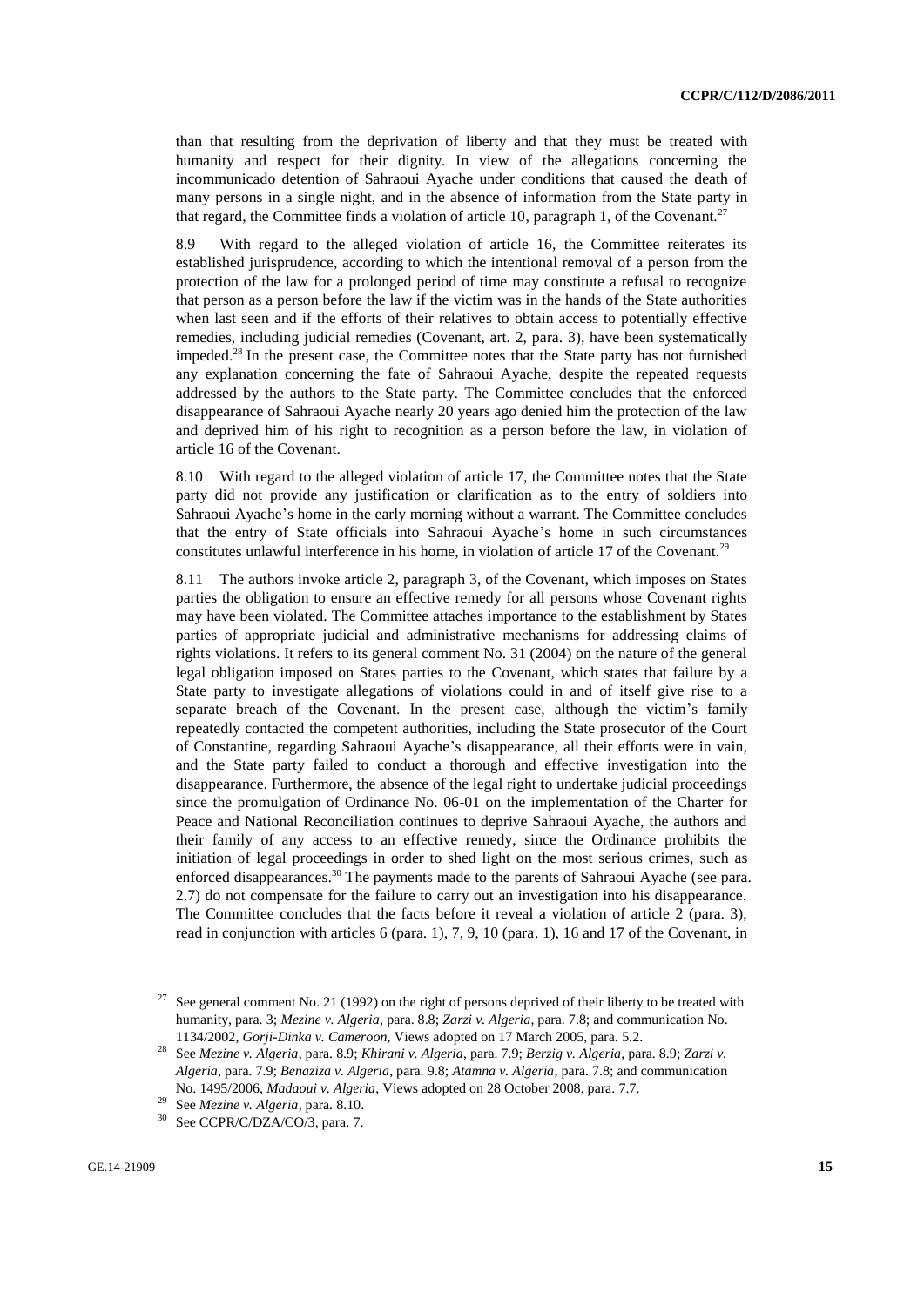than that resulting from the deprivation of liberty and that they must be treated with humanity and respect for their dignity. In view of the allegations concerning the incommunicado detention of Sahraoui Ayache under conditions that caused the death of many persons in a single night, and in the absence of information from the State party in that regard, the Committee finds a violation of article 10, paragraph 1, of the Covenant.[27]

8.9 With regard to the alleged violation of article 16, the Committee reiterates its established jurisprudence, according to which the intentional removal of a person from the protection of the law for a prolonged period of time may constitute a refusal to recognize that person as a person before the law if the victim was in the hands of the State authorities when last seen and if the efforts of their relatives to obtain access to potentially effective remedies, including judicial remedies (Covenant, art. 2, para. 3), have been systematically impeded.[28] In the present case, the Committee notes that the State party has not furnished any explanation concerning the fate of Sahraoui Ayache, despite the repeated requests addressed by the authors to the State party. The Committee concludes that the enforced disappearance of Sahraoui Ayache nearly 20 years ago denied him the protection of the law and deprived him of his right to recognition as a person before the law, in violation of article 16 of the Covenant.

8.10 With regard to the alleged violation of article 17, the Committee notes that the State party did not provide any justification or clarification as to the entry of soldiers into Sahraoui Ayache's home in the early morning without a warrant. The Committee concludes that the entry of State officials into Sahraoui Ayache's home in such circumstances constitutes unlawful interference in his home, in violation of article 17 of the Covenant.[29]

8.11 The authors invoke article 2, paragraph 3, of the Covenant, which imposes on States parties the obligation to ensure an effective remedy for all persons whose Covenant rights may have been violated. The Committee attaches importance to the establishment by States parties of appropriate judicial and administrative mechanisms for addressing claims of rights violations. It refers to its general comment No. 31 (2004) on the nature of the general legal obligation imposed on States parties to the Covenant, which states that failure by a State party to investigate allegations of violations could in and of itself give rise to a separate breach of the Covenant. In the present case, although the victim's family repeatedly contacted the competent authorities, including the State prosecutor of the Court of Constantine, regarding Sahraoui Ayache's disappearance, all their efforts were in vain, and the State party failed to conduct a thorough and effective investigation into the disappearance. Furthermore, the absence of the legal right to undertake judicial proceedings since the promulgation of Ordinance No. 06-01 on the implementation of the Charter for Peace and National Reconciliation continues to deprive Sahraoui Ayache, the authors and their family of any access to an effective remedy, since the Ordinance prohibits the initiation of legal proceedings in order to shed light on the most serious crimes, such as enforced disappearances.[30] The payments made to the parents of Sahraoui Ayache (see para. 2.7) do not compensate for the failure to carry out an investigation into his disappearance. The Committee concludes that the facts before it reveal a violation of article 2 (para. 3), read in conjunction with articles 6 (para. 1), 7, 9, 10 (para. 1), 16 and 17 of the Covenant, in

---

[27] See general comment No. 21 (1992) on the right of persons deprived of their liberty to be treated with humanity, para. 3; *Mezine v. Algeria*, para. 8.8; *Zarzi v. Algeria*, para. 7.8; and communication No. 1134/2002, *Gorji-Dinka v. Cameroon*, Views adopted on 17 March 2005, para. 5.2.

[28] See *Mezine v. Algeria*, para. 8.9; *Khirani v. Algeria*, para. 7.9; *Berzig v. Algeria*, para. 8.9; *Zarzi v. Algeria*, para. 7.9; *Benaziza v. Algeria*, para. 9.8; *Atamna v. Algeria*, para. 7.8; and communication No. 1495/2006, *Madaoui v. Algeria*, Views adopted on 28 October 2008, para. 7.7.

[29] See *Mezine v. Algeria*, para. 8.10.

[30] See CCPR/C/DZA/CO/3, para. 7.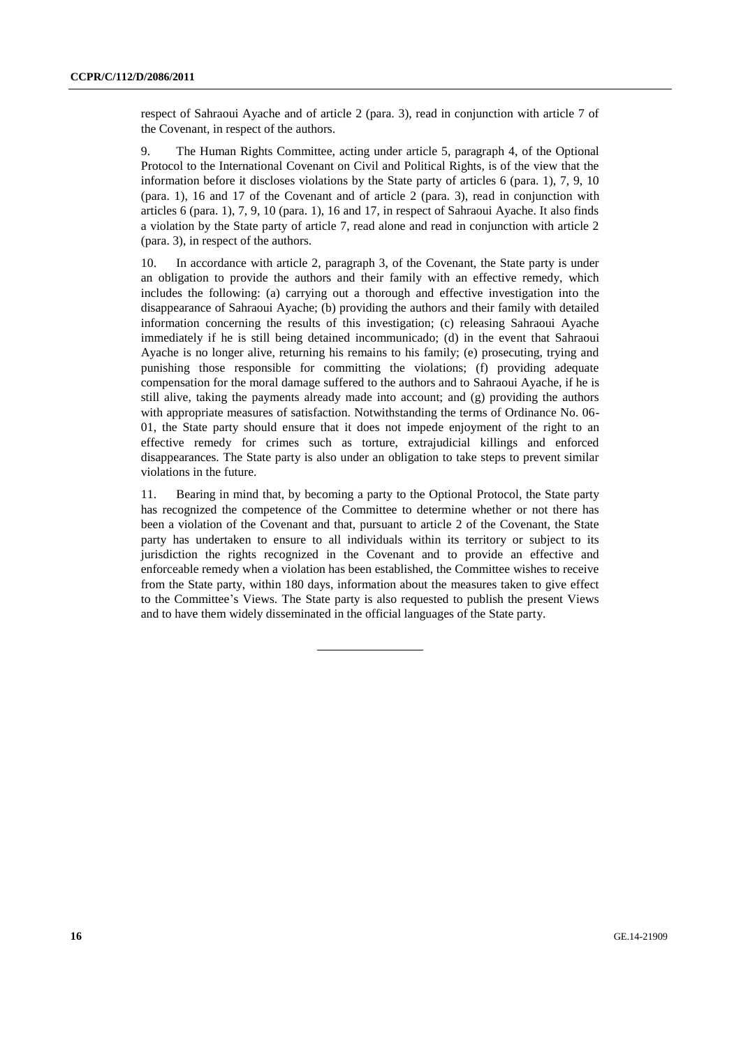respect of Sahraoui Ayache and of article 2 (para. 3), read in conjunction with article 7 of the Covenant, in respect of the authors.

9. The Human Rights Committee, acting under article 5, paragraph 4, of the Optional Protocol to the International Covenant on Civil and Political Rights, is of the view that the information before it discloses violations by the State party of articles 6 (para. 1), 7, 9, 10 (para. 1), 16 and 17 of the Covenant and of article 2 (para. 3), read in conjunction with articles 6 (para. 1), 7, 9, 10 (para. 1), 16 and 17, in respect of Sahraoui Ayache. It also finds a violation by the State party of article 7, read alone and read in conjunction with article 2 (para. 3), in respect of the authors.

10. In accordance with article 2, paragraph 3, of the Covenant, the State party is under an obligation to provide the authors and their family with an effective remedy, which includes the following: (a) carrying out a thorough and effective investigation into the disappearance of Sahraoui Ayache; (b) providing the authors and their family with detailed information concerning the results of this investigation; (c) releasing Sahraoui Ayache immediately if he is still being detained incommunicado; (d) in the event that Sahraoui Ayache is no longer alive, returning his remains to his family; (e) prosecuting, trying and punishing those responsible for committing the violations; (f) providing adequate compensation for the moral damage suffered to the authors and to Sahraoui Ayache, if he is still alive, taking the payments already made into account; and (g) providing the authors with appropriate measures of satisfaction. Notwithstanding the terms of Ordinance No. 06-01, the State party should ensure that it does not impede enjoyment of the right to an effective remedy for crimes such as torture, extrajudicial killings and enforced disappearances. The State party is also under an obligation to take steps to prevent similar violations in the future.

11. Bearing in mind that, by becoming a party to the Optional Protocol, the State party has recognized the competence of the Committee to determine whether or not there has been a violation of the Covenant and that, pursuant to article 2 of the Covenant, the State party has undertaken to ensure to all individuals within its territory or subject to its jurisdiction the rights recognized in the Covenant and to provide an effective and enforceable remedy when a violation has been established, the Committee wishes to receive from the State party, within 180 days, information about the measures taken to give effect to the Committee's Views. The State party is also requested to publish the present Views and to have them widely disseminated in the official languages of the State party.